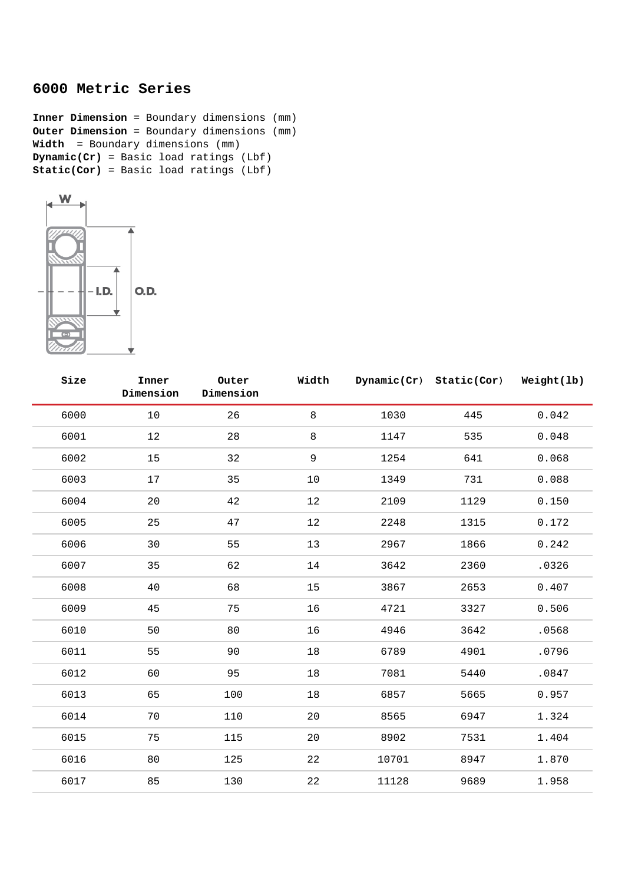# 6000 Metric Series

**Inner Dimension** = Boundary dimensions (mm)
**Outer Dimension** = Boundary dimensions (mm)
**Width** = Boundary dimensions (mm)
**Dynamic(Cr)** = Basic load ratings (Lbf)
**Static(Cor)** = Basic load ratings (Lbf)

| Size | Inner Dimension | Outer Dimension | Width | Dynamic(Cr) | Static(Cor) | Weight(lb) |
|---|---|---|---|---|---|---|
| 6000 | 10 | 26 | 8 | 1030 | 445 | 0.042 |
| 6001 | 12 | 28 | 8 | 1147 | 535 | 0.048 |
| 6002 | 15 | 32 | 9 | 1254 | 641 | 0.068 |
| 6003 | 17 | 35 | 10 | 1349 | 731 | 0.088 |
| 6004 | 20 | 42 | 12 | 2109 | 1129 | 0.150 |
| 6005 | 25 | 47 | 12 | 2248 | 1315 | 0.172 |
| 6006 | 30 | 55 | 13 | 2967 | 1866 | 0.242 |
| 6007 | 35 | 62 | 14 | 3642 | 2360 | .0326 |
| 6008 | 40 | 68 | 15 | 3867 | 2653 | 0.407 |
| 6009 | 45 | 75 | 16 | 4721 | 3327 | 0.506 |
| 6010 | 50 | 80 | 16 | 4946 | 3642 | .0568 |
| 6011 | 55 | 90 | 18 | 6789 | 4901 | .0796 |
| 6012 | 60 | 95 | 18 | 7081 | 5440 | .0847 |
| 6013 | 65 | 100 | 18 | 6857 | 5665 | 0.957 |
| 6014 | 70 | 110 | 20 | 8565 | 6947 | 1.324 |
| 6015 | 75 | 115 | 20 | 8902 | 7531 | 1.404 |
| 6016 | 80 | 125 | 22 | 10701 | 8947 | 1.870 |
| 6017 | 85 | 130 | 22 | 11128 | 9689 | 1.958 |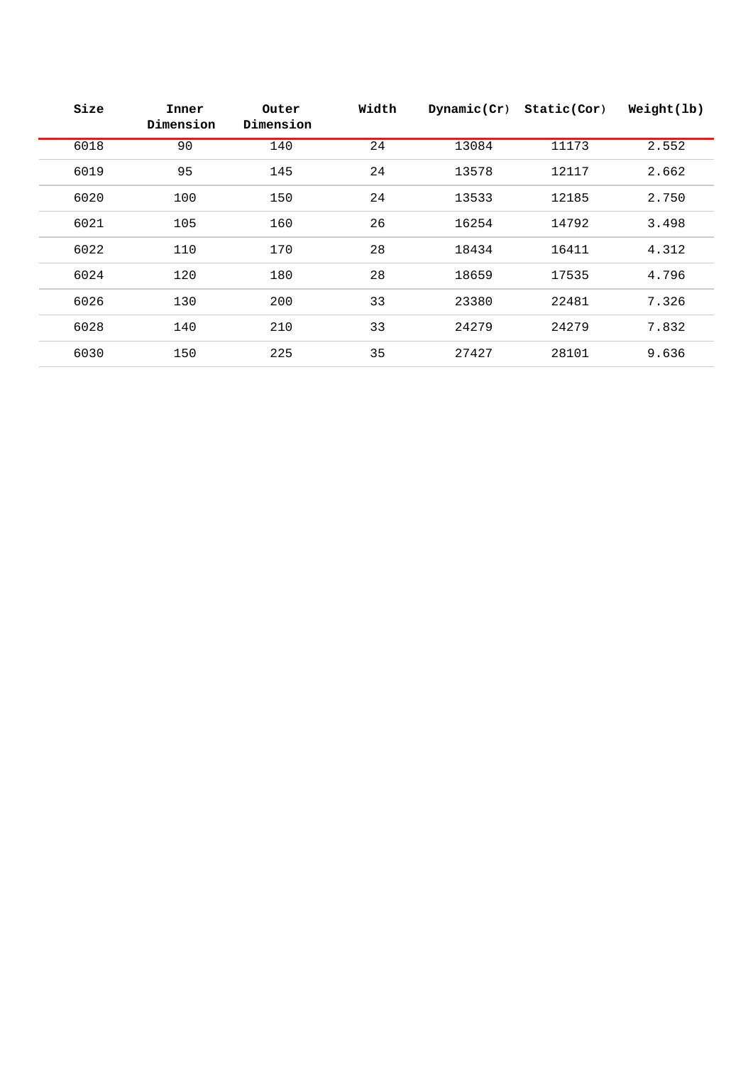| Size | Inner Dimension | Outer Dimension | Width | Dynamic(Cr) | Static(Cor) | Weight(lb) |
|---|---|---|---|---|---|---|
| 6018 | 90 | 140 | 24 | 13084 | 11173 | 2.552 |
| 6019 | 95 | 145 | 24 | 13578 | 12117 | 2.662 |
| 6020 | 100 | 150 | 24 | 13533 | 12185 | 2.750 |
| 6021 | 105 | 160 | 26 | 16254 | 14792 | 3.498 |
| 6022 | 110 | 170 | 28 | 18434 | 16411 | 4.312 |
| 6024 | 120 | 180 | 28 | 18659 | 17535 | 4.796 |
| 6026 | 130 | 200 | 33 | 23380 | 22481 | 7.326 |
| 6028 | 140 | 210 | 33 | 24279 | 24279 | 7.832 |
| 6030 | 150 | 225 | 35 | 27427 | 28101 | 9.636 |